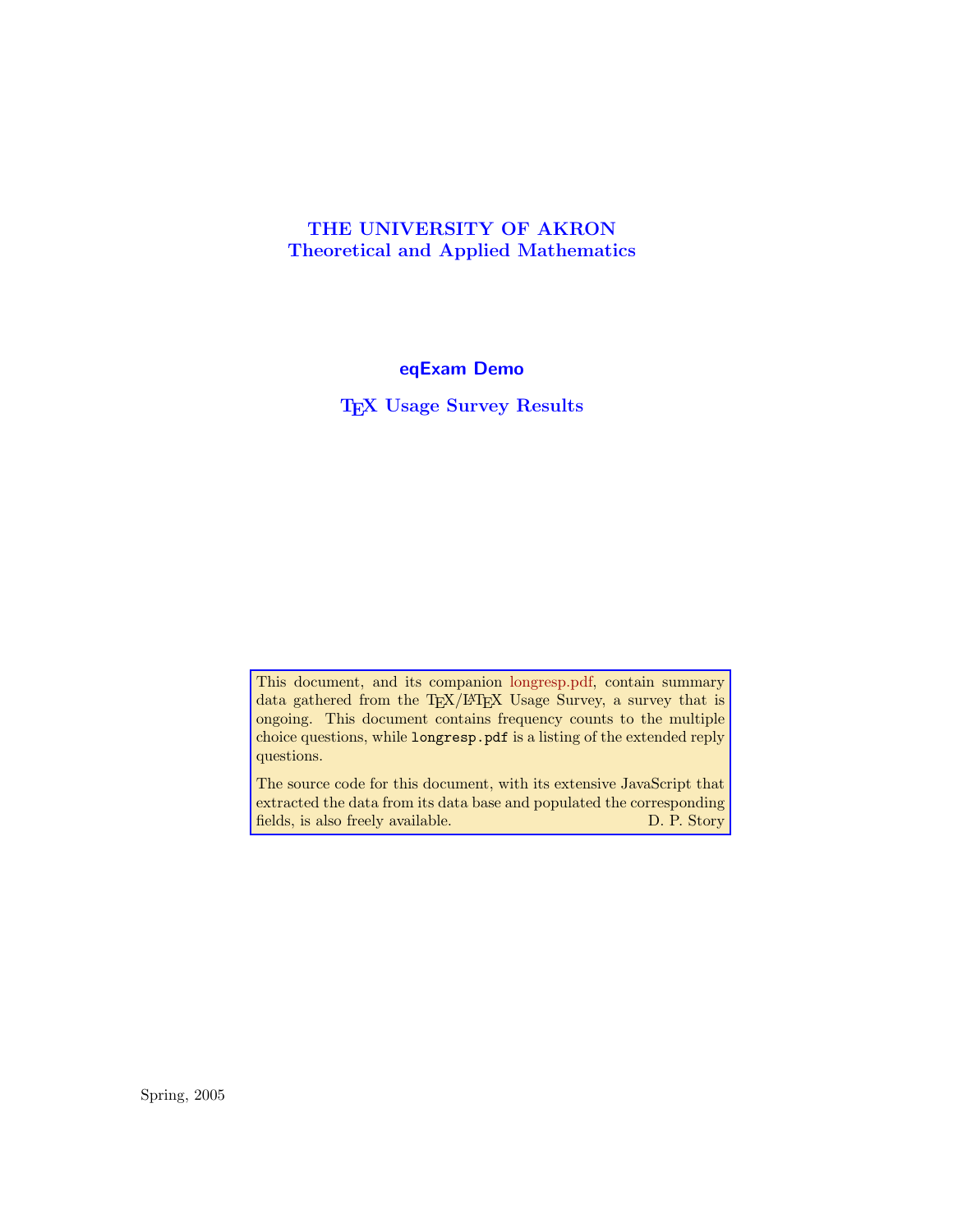**THE UNIVERSITY OF AKRON**
**Theoretical and Applied Mathematics**

# eqExam Demo

## TEX Usage Survey Results

This document, and its companion longresp.pdf, contain summary data gathered from the TEX/LATEX Usage Survey, a survey that is ongoing. This document contains frequency counts to the multiple choice questions, while `longresp.pdf` is a listing of the extended reply questions.

The source code for this document, with its extensive JavaScript that extracted the data from its data base and populated the corresponding fields, is also freely available. D. P. Story

Spring, 2005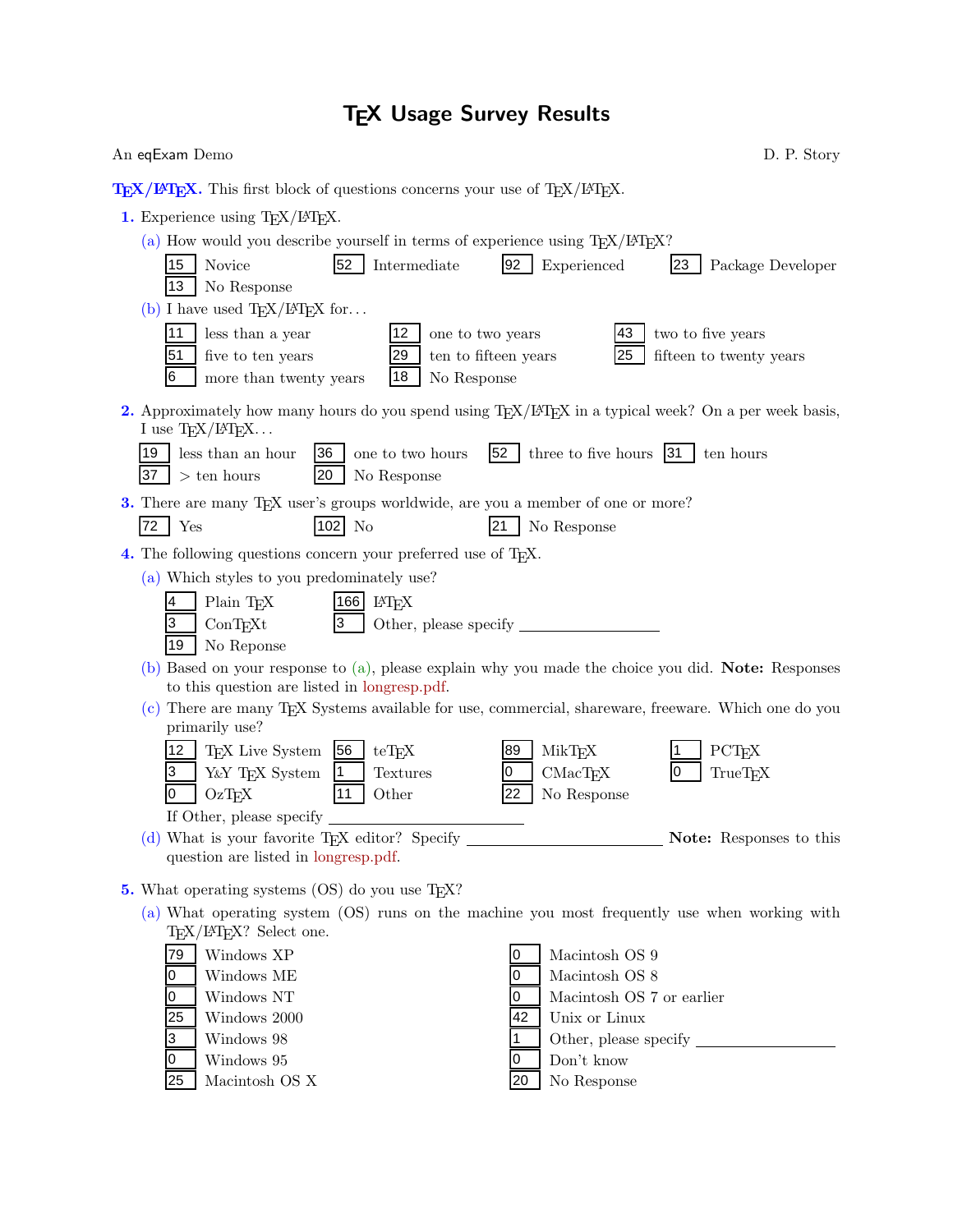# TEX Usage Survey Results

An eqExam Demo — D. P. Story

**TEX/LATEX.** This first block of questions concerns your use of TEX/LATEX.

**1.** Experience using TEX/LATEX.

(a) How would you describe yourself in terms of experience using TEX/LATEX?

- 15 Novice
- 52 Intermediate
- 92 Experienced
- 23 Package Developer
- 13 No Response

(b) I have used TEX/LATEX for...

- 11 less than a year
- 12 one to two years
- 43 two to five years
- 51 five to ten years
- 29 ten to fifteen years
- 25 fifteen to twenty years
- 6 more than twenty years
- 18 No Response

**2.** Approximately how many hours do you spend using TEX/LATEX in a typical week? On a per week basis, I use TEX/LATEX...

- 19 less than an hour
- 36 one to two hours
- 52 three to five hours
- 31 ten hours
- 37 > ten hours
- 20 No Response

**3.** There are many TEX user's groups worldwide, are you a member of one or more?

- 72 Yes
- 102 No
- 21 No Response

**4.** The following questions concern your preferred use of TEX.

(a) Which styles to you predominately use?

- 4 Plain TEX
- 166 LATEX
- 3 ConTEXt
- 3 Other, please specify ____________
- 19 No Reponse

(b) Based on your response to (a), please explain why you made the choice you did. **Note:** Responses to this question are listed in longresp.pdf.

(c) There are many TEX Systems available for use, commercial, shareware, freeware. Which one do you primarily use?

- 12 TEX Live System
- 56 teTEX
- 89 MikTEX
- 1 PCTEX
- 3 Y&Y TEX System
- 1 Textures
- 0 CMacTEX
- 0 TrueTEX
- 0 OzTEX
- 11 Other
- 22 No Response

If Other, please specify ____________

(d) What is your favorite TEX editor? Specify ____________ **Note:** Responses to this question are listed in longresp.pdf.

**5.** What operating systems (OS) do you use TEX?

(a) What operating system (OS) runs on the machine you most frequently use when working with TEX/LATEX? Select one.

- 79 Windows XP
- 0 Windows ME
- 0 Windows NT
- 25 Windows 2000
- 3 Windows 98
- 0 Windows 95
- 25 Macintosh OS X
- 0 Macintosh OS 9
- 0 Macintosh OS 8
- 0 Macintosh OS 7 or earlier
- 42 Unix or Linux
- 1 Other, please specify ____________
- 0 Don't know
- 20 No Response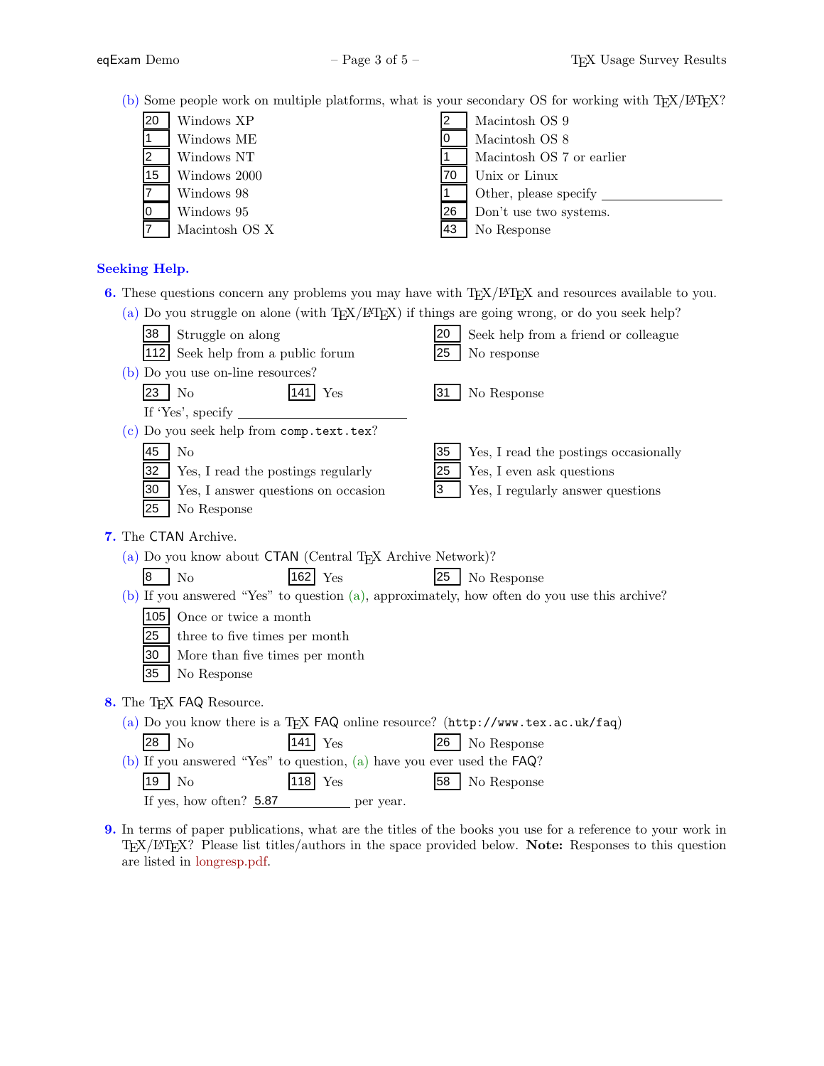(b) Some people work on multiple platforms, what is your secondary OS for working with TEX/LATEX?

- 20 Windows XP
- 1 Windows ME
- 2 Windows NT
- 15 Windows 2000
- 7 Windows 98
- 0 Windows 95
- 7 Macintosh OS X
- 2 Macintosh OS 9
- 0 Macintosh OS 8
- 1 Macintosh OS 7 or earlier
- 70 Unix or Linux
- 1 Other, please specify ________________
- 26 Don't use two systems.
- 43 No Response

## Seeking Help.

**6.** These questions concern any problems you may have with TEX/LATEX and resources available to you.

(a) Do you struggle on alone (with TEX/LATEX) if things are going wrong, or do you seek help?

- 38 Struggle on along
- 112 Seek help from a public forum
- 20 Seek help from a friend or colleague
- 25 No response

(b) Do you use on-line resources?

- 23 No
- 141 Yes
- 31 No Response

If 'Yes', specify ________________________

(c) Do you seek help from `comp.text.tex`?

- 45 No
- 32 Yes, I read the postings regularly
- 30 Yes, I answer questions on occasion
- 25 No Response
- 35 Yes, I read the postings occasionally
- 25 Yes, I even ask questions
- 3 Yes, I regularly answer questions

**7.** The CTAN Archive.

(a) Do you know about CTAN (Central TEX Archive Network)?

- 8 No
- 162 Yes
- 25 No Response

(b) If you answered "Yes" to question (a), approximately, how often do you use this archive?

- 105 Once or twice a month
- 25 three to five times per month
- 30 More than five times per month
- 35 No Response

**8.** The TEX FAQ Resource.

(a) Do you know there is a TEX FAQ online resource? (`http://www.tex.ac.uk/faq`)

- 28 No
- 141 Yes
- 26 No Response

(b) If you answered "Yes" to question, (a) have you ever used the FAQ?

- 19 No
- 118 Yes
- 58 No Response

If yes, how often? 5.87 per year.

**9.** In terms of paper publications, what are the titles of the books you use for a reference to your work in TEX/LATEX? Please list titles/authors in the space provided below. **Note:** Responses to this question are listed in longresp.pdf.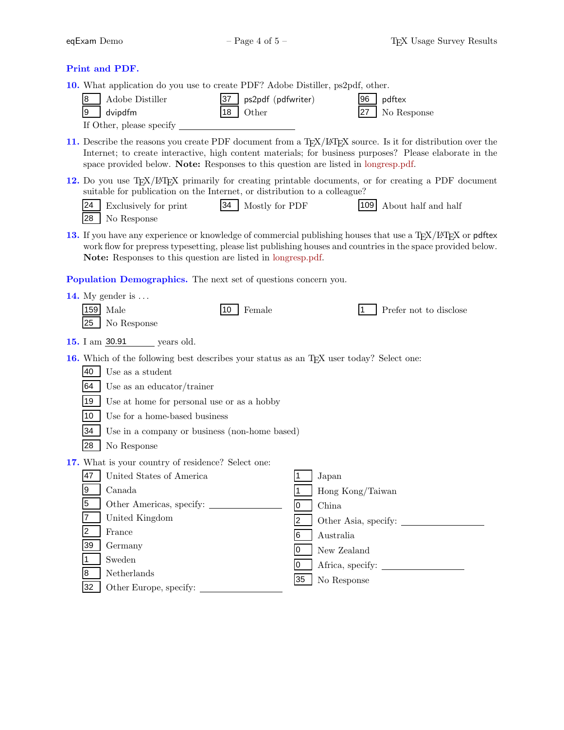## Print and PDF.

**10.** What application do you use to create PDF? Adobe Distiller, ps2pdf, other.

- [8] Adobe Distiller
- [37] ps2pdf (pdfwriter)
- [96] pdftex
- [9] dvipdfm
- [18] Other
- [27] No Response

If Other, please specify ____________________

**11.** Describe the reasons you create PDF document from a TEX/LATEX source. Is it for distribution over the Internet; to create interactive, high content materials; for business purposes? Please elaborate in the space provided below. **Note:** Responses to this question are listed in longresp.pdf.

**12.** Do you use TEX/LATEX primarily for creating printable documents, or for creating a PDF document suitable for publication on the Internet, or distribution to a colleague?

- [24] Exclusively for print
- [34] Mostly for PDF
- [109] About half and half
- [28] No Response

**13.** If you have any experience or knowledge of commercial publishing houses that use a TEX/LATEX or pdftex work flow for prepress typesetting, please list publishing houses and countries in the space provided below. **Note:** Responses to this question are listed in longresp.pdf.

## Population Demographics.

The next set of questions concern you.

**14.** My gender is ...

- [159] Male
- [10] Female
- [1] Prefer not to disclose
- [25] No Response

**15.** I am 30.91 years old.

**16.** Which of the following best describes your status as an TEX user today? Select one:

- [40] Use as a student
- [64] Use as an educator/trainer
- [19] Use at home for personal use or as a hobby
- [10] Use for a home-based business
- [34] Use in a company or business (non-home based)
- [28] No Response

**17.** What is your country of residence? Select one:

- [47] United States of America
- [9] Canada
- [5] Other Americas, specify: ____________
- [7] United Kingdom
- [2] France
- [39] Germany
- [1] Sweden
- [8] Netherlands
- [32] Other Europe, specify: ____________
- [1] Japan
- [1] Hong Kong/Taiwan
- [0] China
- [2] Other Asia, specify: ____________
- [6] Australia
- [0] New Zealand
- [0] Africa, specify: ____________
- [35] No Response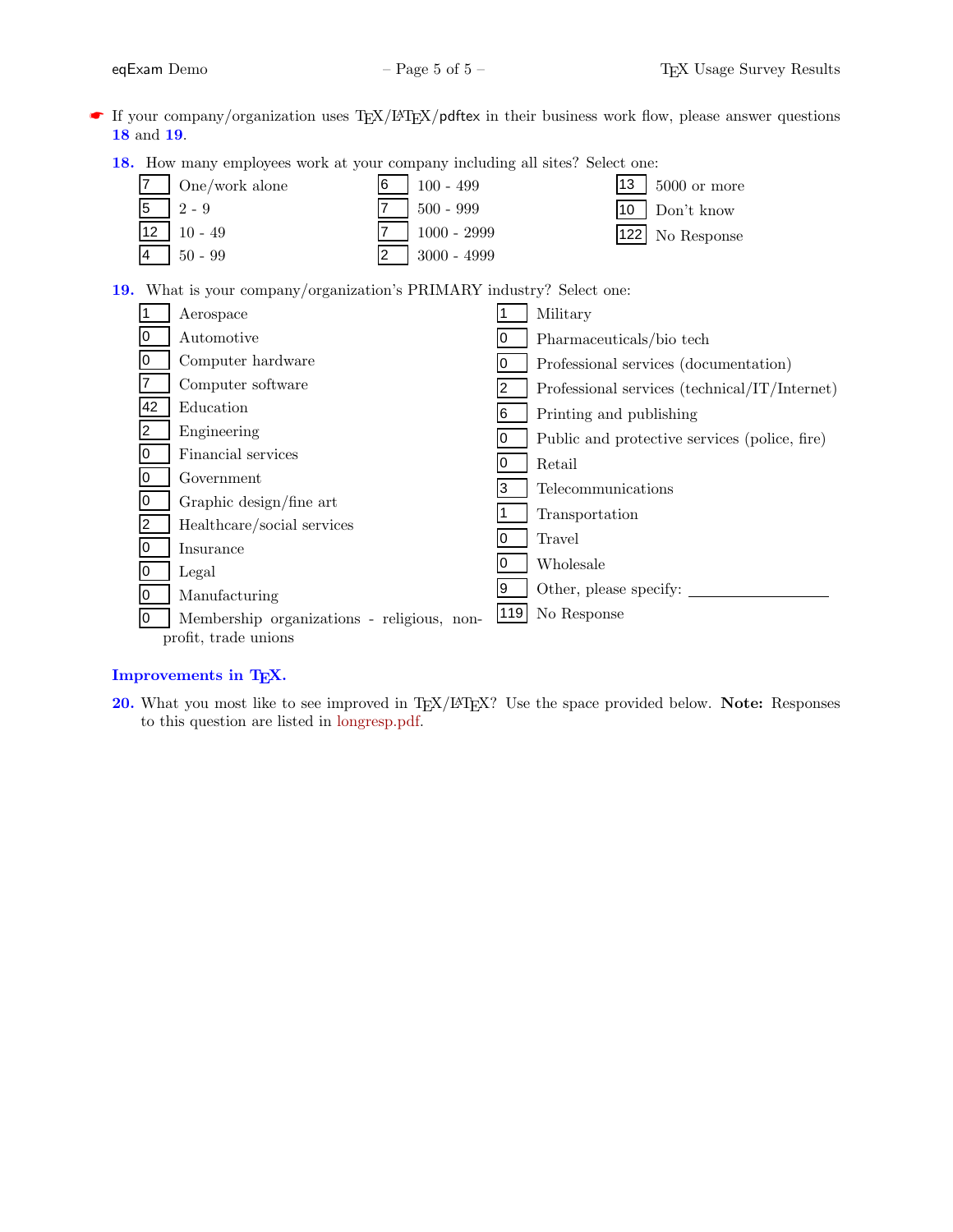If your company/organization uses TeX/LaTeX/pdftex in their business work flow, please answer questions **18** and **19**.

**18.** How many employees work at your company including all sites? Select one:

- [7] One/work alone
- [5] 2 - 9
- [12] 10 - 49
- [4] 50 - 99
- [6] 100 - 499
- [7] 500 - 999
- [7] 1000 - 2999
- [2] 3000 - 4999
- [13] 5000 or more
- [10] Don't know
- [122] No Response

**19.** What is your company/organization's PRIMARY industry? Select one:

- [1] Aerospace
- [0] Automotive
- [0] Computer hardware
- [7] Computer software
- [42] Education
- [2] Engineering
- [0] Financial services
- [0] Government
- [0] Graphic design/fine art
- [2] Healthcare/social services
- [0] Insurance
- [0] Legal
- [0] Manufacturing
- [0] Membership organizations - religious, non-profit, trade unions
- [1] Military
- [0] Pharmaceuticals/bio tech
- [0] Professional services (documentation)
- [2] Professional services (technical/IT/Internet)
- [6] Printing and publishing
- [0] Public and protective services (police, fire)
- [0] Retail
- [3] Telecommunications
- [1] Transportation
- [0] Travel
- [0] Wholesale
- [9] Other, please specify: ________________
- [119] No Response

## Improvements in TeX.

**20.** What you most like to see improved in TeX/LaTeX? Use the space provided below. **Note:** Responses to this question are listed in longresp.pdf.